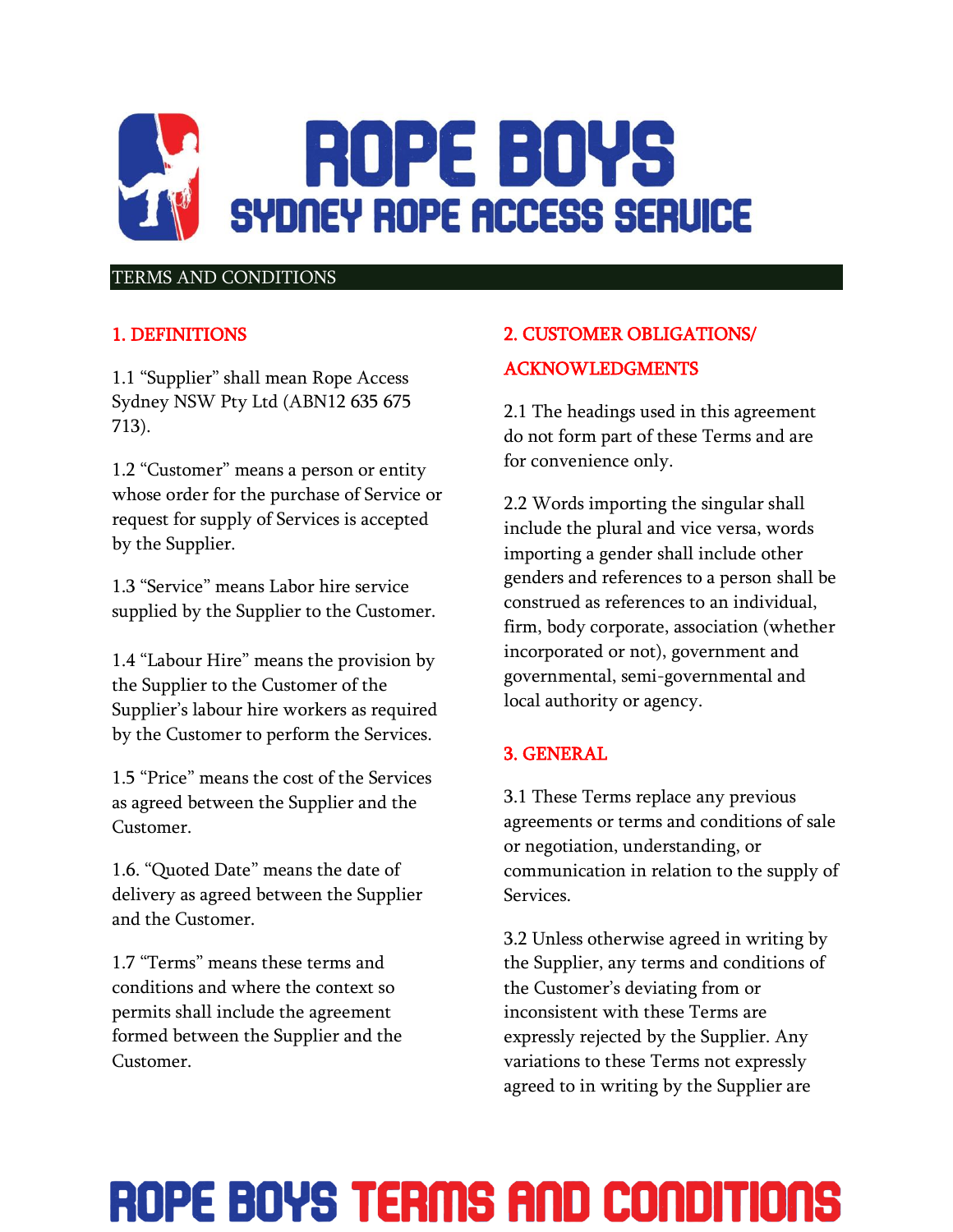# ROPE BOYS

## SYDNEY ROPE ACCESS SERVICE

TERMS AND CONDITIONS

### 1. DEFINITIONS

1.1 "Supplier" shall mean Rope Access Sydney NSW Pty Ltd (ABN12 635 675 713).

1.2 "Customer" means a person or entity whose order for the purchase of Service or request for supply of Services is accepted by the Supplier.

1.3 "Service" means Labor hire service supplied by the Supplier to the Customer.

1.4 "Labour Hire" means the provision by the Supplier to the Customer of the Supplier's labour hire workers as required by the Customer to perform the Services.

1.5 "Price" means the cost of the Services as agreed between the Supplier and the Customer.

1.6. "Quoted Date" means the date of delivery as agreed between the Supplier and the Customer.

1.7 "Terms" means these terms and conditions and where the context so permits shall include the agreement formed between the Supplier and the Customer.

### 2. CUSTOMER OBLIGATIONS/ ACKNOWLEDGMENTS

2.1 The headings used in this agreement do not form part of these Terms and are for convenience only.

2.2 Words importing the singular shall include the plural and vice versa, words importing a gender shall include other genders and references to a person shall be construed as references to an individual, firm, body corporate, association (whether incorporated or not), government and governmental, semi-governmental and local authority or agency.

### 3. GENERAL

3.1 These Terms replace any previous agreements or terms and conditions of sale or negotiation, understanding, or communication in relation to the supply of Services.

3.2 Unless otherwise agreed in writing by the Supplier, any terms and conditions of the Customer's deviating from or inconsistent with these Terms are expressly rejected by the Supplier. Any variations to these Terms not expressly agreed to in writing by the Supplier are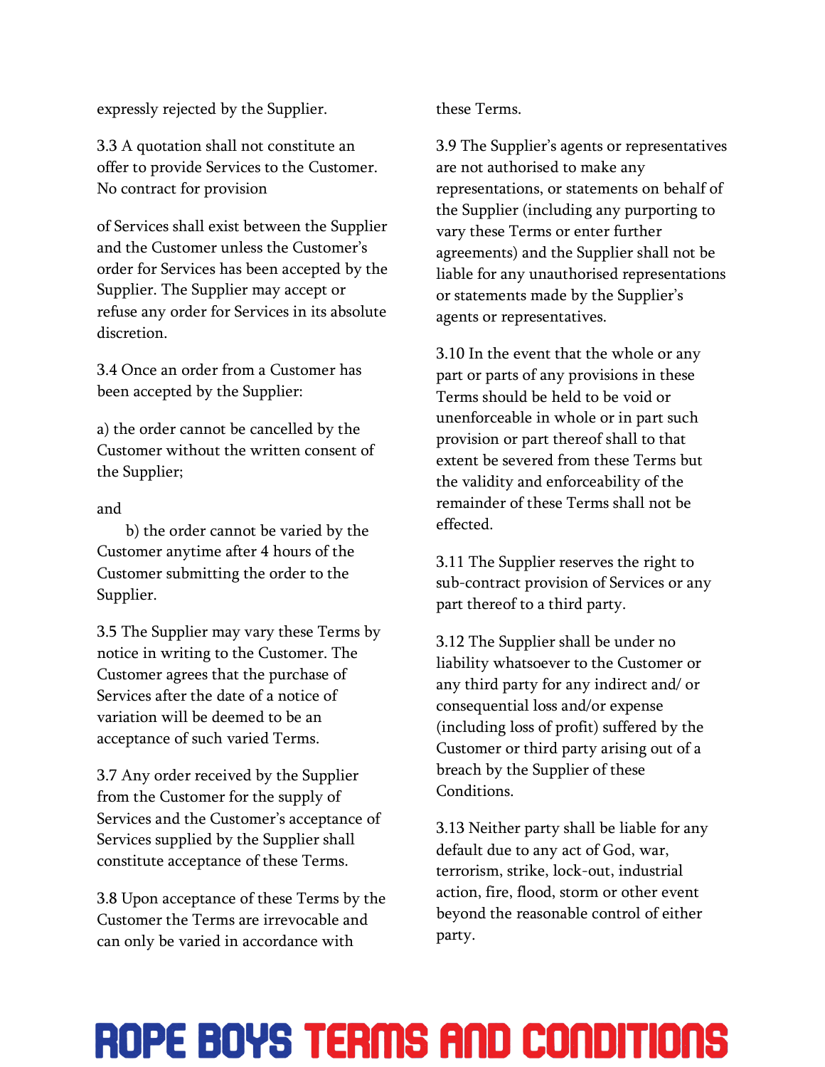expressly rejected by the Supplier.

3.3 A quotation shall not constitute an offer to provide Services to the Customer. No contract for provision of Services shall exist between the Supplier and the Customer unless the Customer's order for Services has been accepted by the Supplier. The Supplier may accept or refuse any order for Services in its absolute discretion.

3.4 Once an order from a Customer has been accepted by the Supplier:

a) the order cannot be cancelled by the Customer without the written consent of the Supplier;

and

b) the order cannot be varied by the Customer anytime after 4 hours of the Customer submitting the order to the Supplier.

3.5 The Supplier may vary these Terms by notice in writing to the Customer. The Customer agrees that the purchase of Services after the date of a notice of variation will be deemed to be an acceptance of such varied Terms.

3.7 Any order received by the Supplier from the Customer for the supply of Services and the Customer's acceptance of Services supplied by the Supplier shall constitute acceptance of these Terms.

3.8 Upon acceptance of these Terms by the Customer the Terms are irrevocable and can only be varied in accordance with these Terms.

3.9 The Supplier's agents or representatives are not authorised to make any representations, or statements on behalf of the Supplier (including any purporting to vary these Terms or enter further agreements) and the Supplier shall not be liable for any unauthorised representations or statements made by the Supplier's agents or representatives.

3.10 In the event that the whole or any part or parts of any provisions in these Terms should be held to be void or unenforceable in whole or in part such provision or part thereof shall to that extent be severed from these Terms but the validity and enforceability of the remainder of these Terms shall not be effected.

3.11 The Supplier reserves the right to sub-contract provision of Services or any part thereof to a third party.

3.12 The Supplier shall be under no liability whatsoever to the Customer or any third party for any indirect and/ or consequential loss and/or expense (including loss of profit) suffered by the Customer or third party arising out of a breach by the Supplier of these Conditions.

3.13 Neither party shall be liable for any default due to any act of God, war, terrorism, strike, lock-out, industrial action, fire, flood, storm or other event beyond the reasonable control of either party.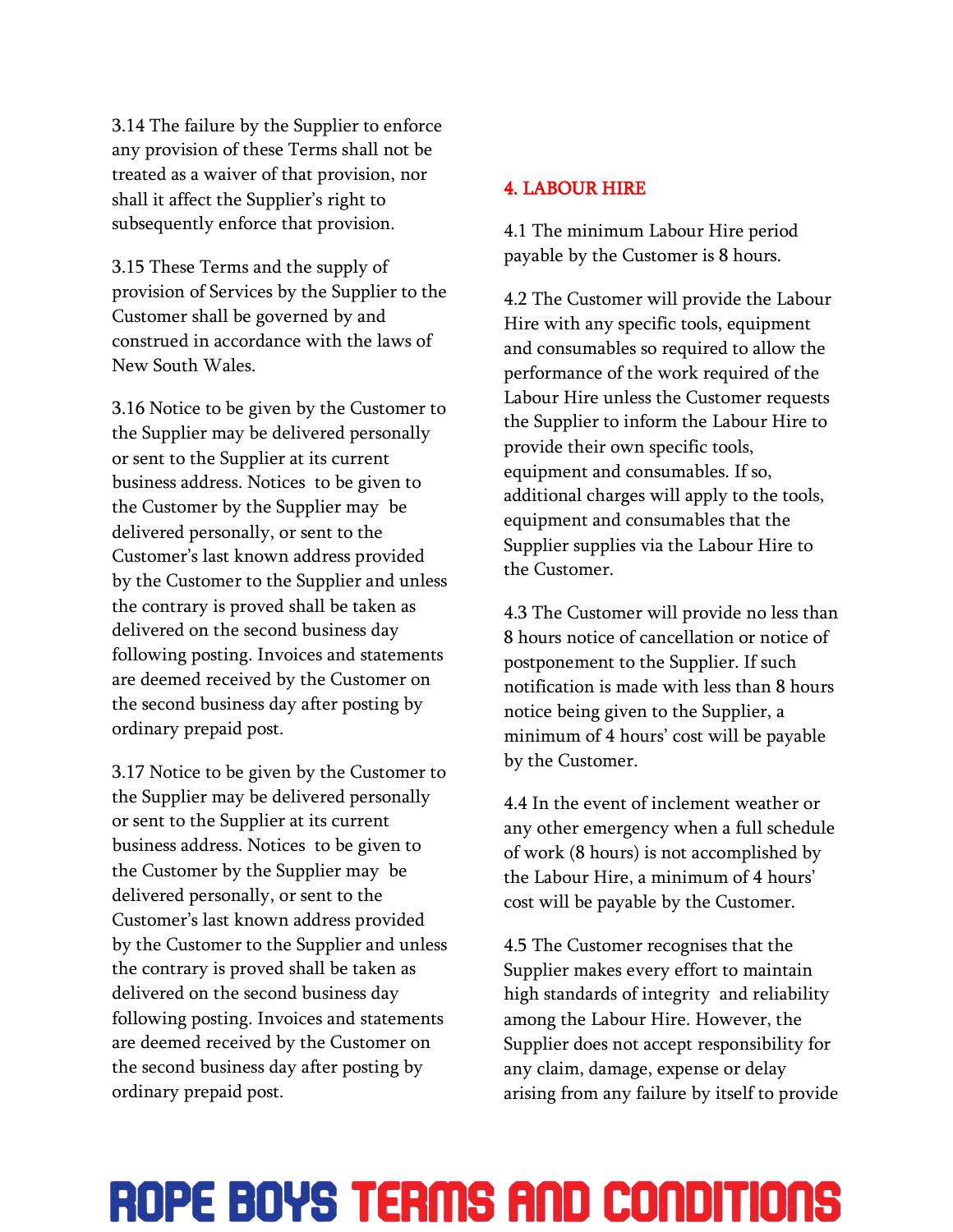3.14 The failure by the Supplier to enforce any provision of these Terms shall not be treated as a waiver of that provision, nor shall it affect the Supplier's right to subsequently enforce that provision.

3.15 These Terms and the supply of provision of Services by the Supplier to the Customer shall be governed by and construed in accordance with the laws of New South Wales.

3.16 Notice to be given by the Customer to the Supplier may be delivered personally or sent to the Supplier at its current business address. Notices to be given to the Customer by the Supplier may be delivered personally, or sent to the Customer's last known address provided by the Customer to the Supplier and unless the contrary is proved shall be taken as delivered on the second business day following posting. Invoices and statements are deemed received by the Customer on the second business day after posting by ordinary prepaid post.

3.17 Notice to be given by the Customer to the Supplier may be delivered personally or sent to the Supplier at its current business address. Notices to be given to the Customer by the Supplier may be delivered personally, or sent to the Customer's last known address provided by the Customer to the Supplier and unless the contrary is proved shall be taken as delivered on the second business day following posting. Invoices and statements are deemed received by the Customer on the second business day after posting by ordinary prepaid post.

## 4. LABOUR HIRE

4.1 The minimum Labour Hire period payable by the Customer is 8 hours.

4.2 The Customer will provide the Labour Hire with any specific tools, equipment and consumables so required to allow the performance of the work required of the Labour Hire unless the Customer requests the Supplier to inform the Labour Hire to provide their own specific tools, equipment and consumables. If so, additional charges will apply to the tools, equipment and consumables that the Supplier supplies via the Labour Hire to the Customer.

4.3 The Customer will provide no less than 8 hours notice of cancellation or notice of postponement to the Supplier. If such notification is made with less than 8 hours notice being given to the Supplier, a minimum of 4 hours' cost will be payable by the Customer.

4.4 In the event of inclement weather or any other emergency when a full schedule of work (8 hours) is not accomplished by the Labour Hire, a minimum of 4 hours' cost will be payable by the Customer.

4.5 The Customer recognises that the Supplier makes every effort to maintain high standards of integrity and reliability among the Labour Hire. However, the Supplier does not accept responsibility for any claim, damage, expense or delay arising from any failure by itself to provide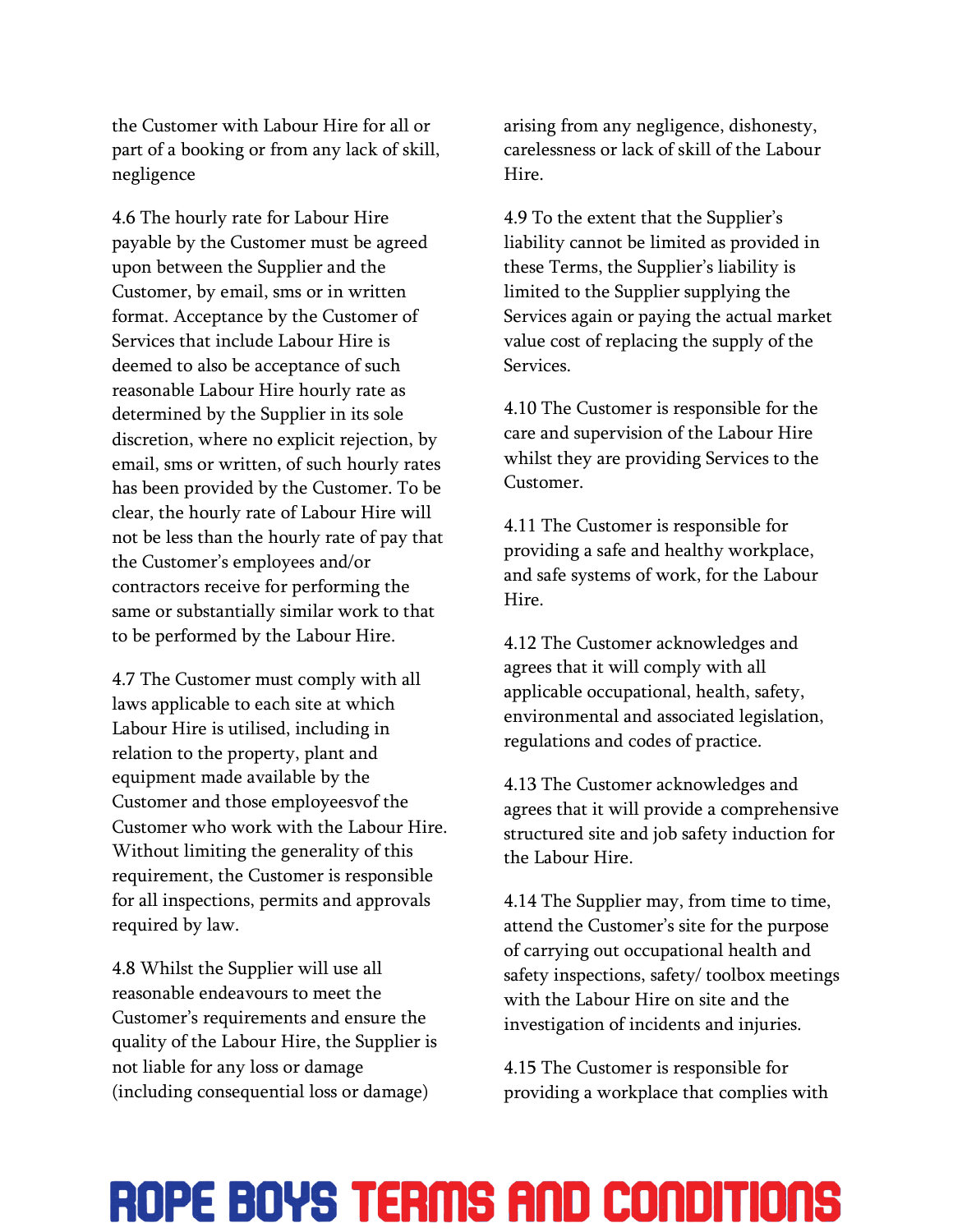the Customer with Labour Hire for all or part of a booking or from any lack of skill, negligence

4.6 The hourly rate for Labour Hire payable by the Customer must be agreed upon between the Supplier and the Customer, by email, sms or in written format. Acceptance by the Customer of Services that include Labour Hire is deemed to also be acceptance of such reasonable Labour Hire hourly rate as determined by the Supplier in its sole discretion, where no explicit rejection, by email, sms or written, of such hourly rates has been provided by the Customer. To be clear, the hourly rate of Labour Hire will not be less than the hourly rate of pay that the Customer's employees and/or contractors receive for performing the same or substantially similar work to that to be performed by the Labour Hire.

4.7 The Customer must comply with all laws applicable to each site at which Labour Hire is utilised, including in relation to the property, plant and equipment made available by the Customer and those employeesvof the Customer who work with the Labour Hire. Without limiting the generality of this requirement, the Customer is responsible for all inspections, permits and approvals required by law.

4.8 Whilst the Supplier will use all reasonable endeavours to meet the Customer's requirements and ensure the quality of the Labour Hire, the Supplier is not liable for any loss or damage (including consequential loss or damage) arising from any negligence, dishonesty, carelessness or lack of skill of the Labour Hire.

4.9 To the extent that the Supplier's liability cannot be limited as provided in these Terms, the Supplier's liability is limited to the Supplier supplying the Services again or paying the actual market value cost of replacing the supply of the Services.

4.10 The Customer is responsible for the care and supervision of the Labour Hire whilst they are providing Services to the Customer.

4.11 The Customer is responsible for providing a safe and healthy workplace, and safe systems of work, for the Labour Hire.

4.12 The Customer acknowledges and agrees that it will comply with all applicable occupational, health, safety, environmental and associated legislation, regulations and codes of practice.

4.13 The Customer acknowledges and agrees that it will provide a comprehensive structured site and job safety induction for the Labour Hire.

4.14 The Supplier may, from time to time, attend the Customer's site for the purpose of carrying out occupational health and safety inspections, safety/ toolbox meetings with the Labour Hire on site and the investigation of incidents and injuries.

4.15 The Customer is responsible for providing a workplace that complies with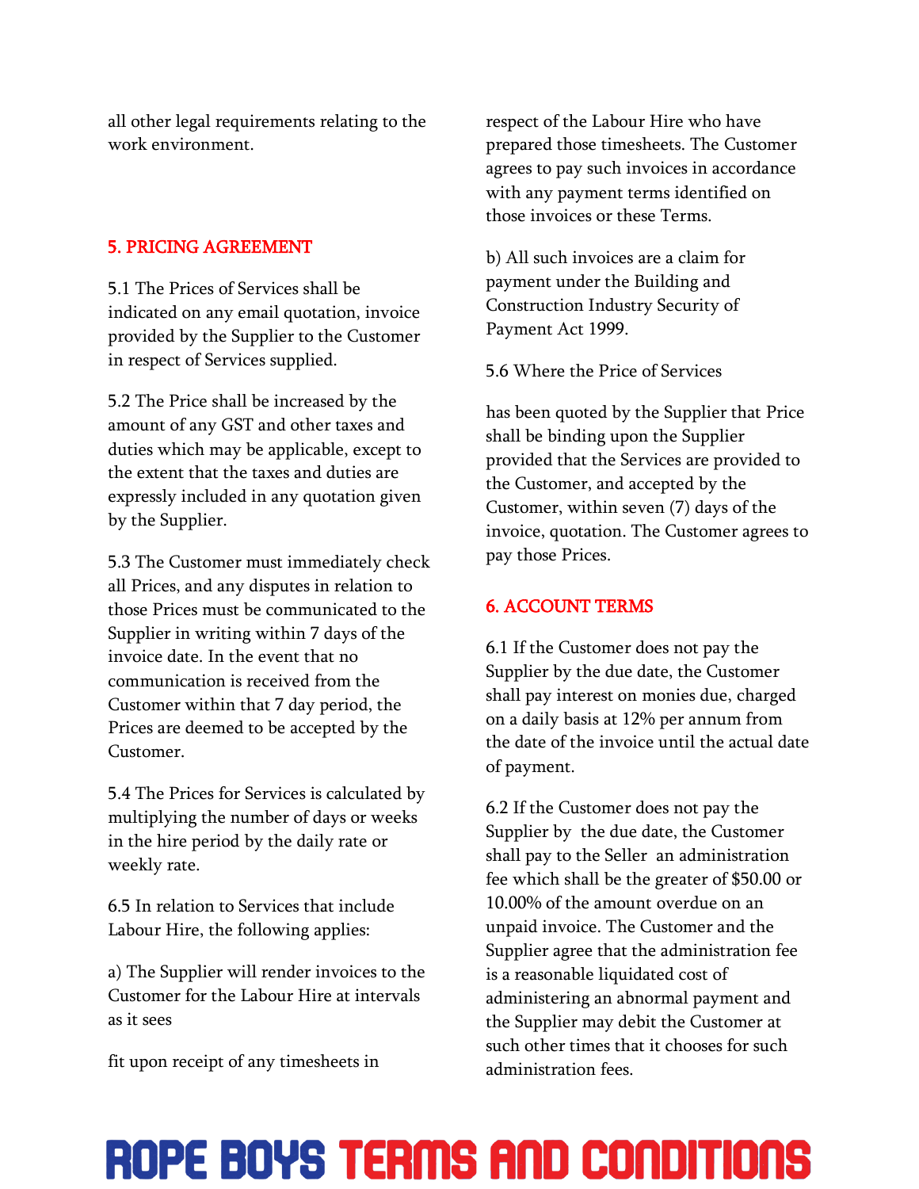all other legal requirements relating to the work environment.

## 5. PRICING AGREEMENT

5.1 The Prices of Services shall be indicated on any email quotation, invoice provided by the Supplier to the Customer in respect of Services supplied.

5.2 The Price shall be increased by the amount of any GST and other taxes and duties which may be applicable, except to the extent that the taxes and duties are expressly included in any quotation given by the Supplier.

5.3 The Customer must immediately check all Prices, and any disputes in relation to those Prices must be communicated to the Supplier in writing within 7 days of the invoice date. In the event that no communication is received from the Customer within that 7 day period, the Prices are deemed to be accepted by the Customer.

5.4 The Prices for Services is calculated by multiplying the number of days or weeks in the hire period by the daily rate or weekly rate.

6.5 In relation to Services that include Labour Hire, the following applies:

a) The Supplier will render invoices to the Customer for the Labour Hire at intervals as it sees

fit upon receipt of any timesheets in respect of the Labour Hire who have prepared those timesheets. The Customer agrees to pay such invoices in accordance with any payment terms identified on those invoices or these Terms.

b) All such invoices are a claim for payment under the Building and Construction Industry Security of Payment Act 1999.

5.6 Where the Price of Services

has been quoted by the Supplier that Price shall be binding upon the Supplier provided that the Services are provided to the Customer, and accepted by the Customer, within seven (7) days of the invoice, quotation. The Customer agrees to pay those Prices.

## 6. ACCOUNT TERMS

6.1 If the Customer does not pay the Supplier by the due date, the Customer shall pay interest on monies due, charged on a daily basis at 12% per annum from the date of the invoice until the actual date of payment.

6.2 If the Customer does not pay the Supplier by the due date, the Customer shall pay to the Seller an administration fee which shall be the greater of $50.00 or 10.00% of the amount overdue on an unpaid invoice. The Customer and the Supplier agree that the administration fee is a reasonable liquidated cost of administering an abnormal payment and the Supplier may debit the Customer at such other times that it chooses for such administration fees.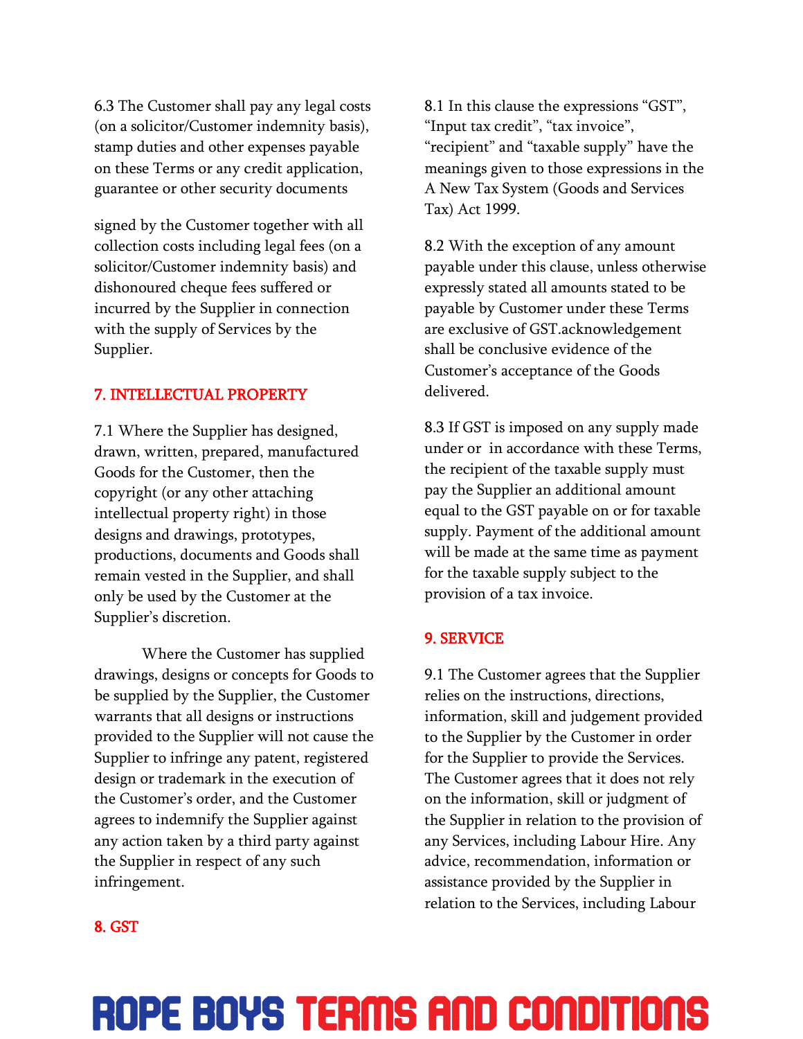6.3 The Customer shall pay any legal costs (on a solicitor/Customer indemnity basis), stamp duties and other expenses payable on these Terms or any credit application, guarantee or other security documents

signed by the Customer together with all collection costs including legal fees (on a solicitor/Customer indemnity basis) and dishonoured cheque fees suffered or incurred by the Supplier in connection with the supply of Services by the Supplier.

## 7. INTELLECTUAL PROPERTY

7.1 Where the Supplier has designed, drawn, written, prepared, manufactured Goods for the Customer, then the copyright (or any other attaching intellectual property right) in those designs and drawings, prototypes, productions, documents and Goods shall remain vested in the Supplier, and shall only be used by the Customer at the Supplier's discretion.

Where the Customer has supplied drawings, designs or concepts for Goods to be supplied by the Supplier, the Customer warrants that all designs or instructions provided to the Supplier will not cause the Supplier to infringe any patent, registered design or trademark in the execution of the Customer's order, and the Customer agrees to indemnify the Supplier against any action taken by a third party against the Supplier in respect of any such infringement.

## 8. GST

8.1 In this clause the expressions "GST", "Input tax credit", "tax invoice", "recipient" and "taxable supply" have the meanings given to those expressions in the A New Tax System (Goods and Services Tax) Act 1999.

8.2 With the exception of any amount payable under this clause, unless otherwise expressly stated all amounts stated to be payable by Customer under these Terms are exclusive of GST.acknowledgement shall be conclusive evidence of the Customer's acceptance of the Goods delivered.

8.3 If GST is imposed on any supply made under or in accordance with these Terms, the recipient of the taxable supply must pay the Supplier an additional amount equal to the GST payable on or for taxable supply. Payment of the additional amount will be made at the same time as payment for the taxable supply subject to the provision of a tax invoice.

## 9. SERVICE

9.1 The Customer agrees that the Supplier relies on the instructions, directions, information, skill and judgement provided to the Supplier by the Customer in order for the Supplier to provide the Services. The Customer agrees that it does not rely on the information, skill or judgment of the Supplier in relation to the provision of any Services, including Labour Hire. Any advice, recommendation, information or assistance provided by the Supplier in relation to the Services, including Labour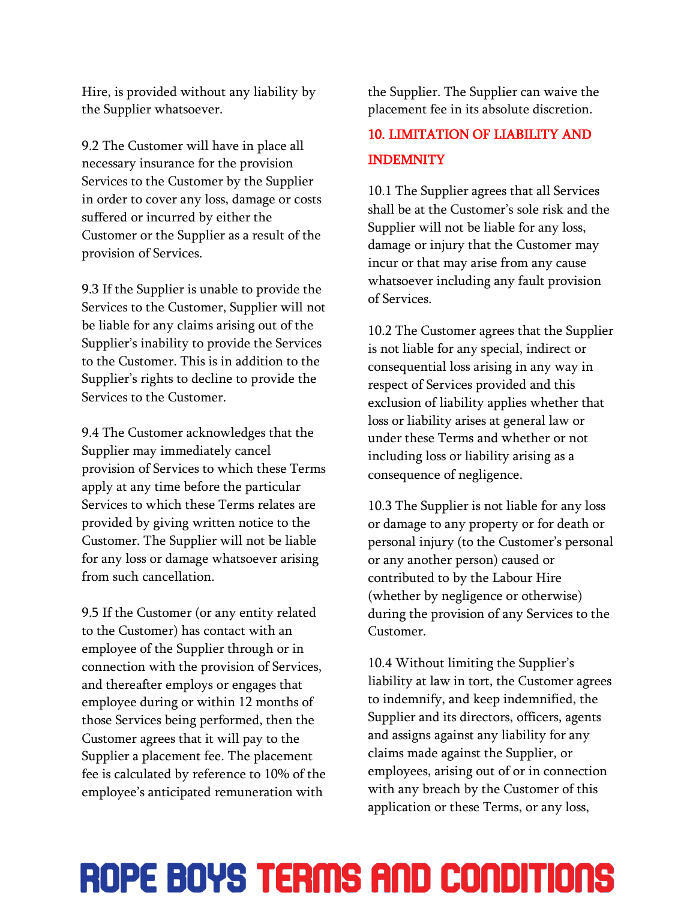Hire, is provided without any liability by the Supplier whatsoever.

9.2 The Customer will have in place all necessary insurance for the provision Services to the Customer by the Supplier in order to cover any loss, damage or costs suffered or incurred by either the Customer or the Supplier as a result of the provision of Services.

9.3 If the Supplier is unable to provide the Services to the Customer, Supplier will not be liable for any claims arising out of the Supplier's inability to provide the Services to the Customer. This is in addition to the Supplier's rights to decline to provide the Services to the Customer.

9.4 The Customer acknowledges that the Supplier may immediately cancel provision of Services to which these Terms apply at any time before the particular Services to which these Terms relates are provided by giving written notice to the Customer. The Supplier will not be liable for any loss or damage whatsoever arising from such cancellation.

9.5 If the Customer (or any entity related to the Customer) has contact with an employee of the Supplier through or in connection with the provision of Services, and thereafter employs or engages that employee during or within 12 months of those Services being performed, then the Customer agrees that it will pay to the Supplier a placement fee. The placement fee is calculated by reference to 10% of the employee's anticipated remuneration with the Supplier. The Supplier can waive the placement fee in its absolute discretion.

## 10. LIMITATION OF LIABILITY AND INDEMNITY

10.1 The Supplier agrees that all Services shall be at the Customer's sole risk and the Supplier will not be liable for any loss, damage or injury that the Customer may incur or that may arise from any cause whatsoever including any fault provision of Services.

10.2 The Customer agrees that the Supplier is not liable for any special, indirect or consequential loss arising in any way in respect of Services provided and this exclusion of liability applies whether that loss or liability arises at general law or under these Terms and whether or not including loss or liability arising as a consequence of negligence.

10.3 The Supplier is not liable for any loss or damage to any property or for death or personal injury (to the Customer's personal or any another person) caused or contributed to by the Labour Hire (whether by negligence or otherwise) during the provision of any Services to the Customer.

10.4 Without limiting the Supplier's liability at law in tort, the Customer agrees to indemnify, and keep indemnified, the Supplier and its directors, officers, agents and assigns against any liability for any claims made against the Supplier, or employees, arising out of or in connection with any breach by the Customer of this application or these Terms, or any loss,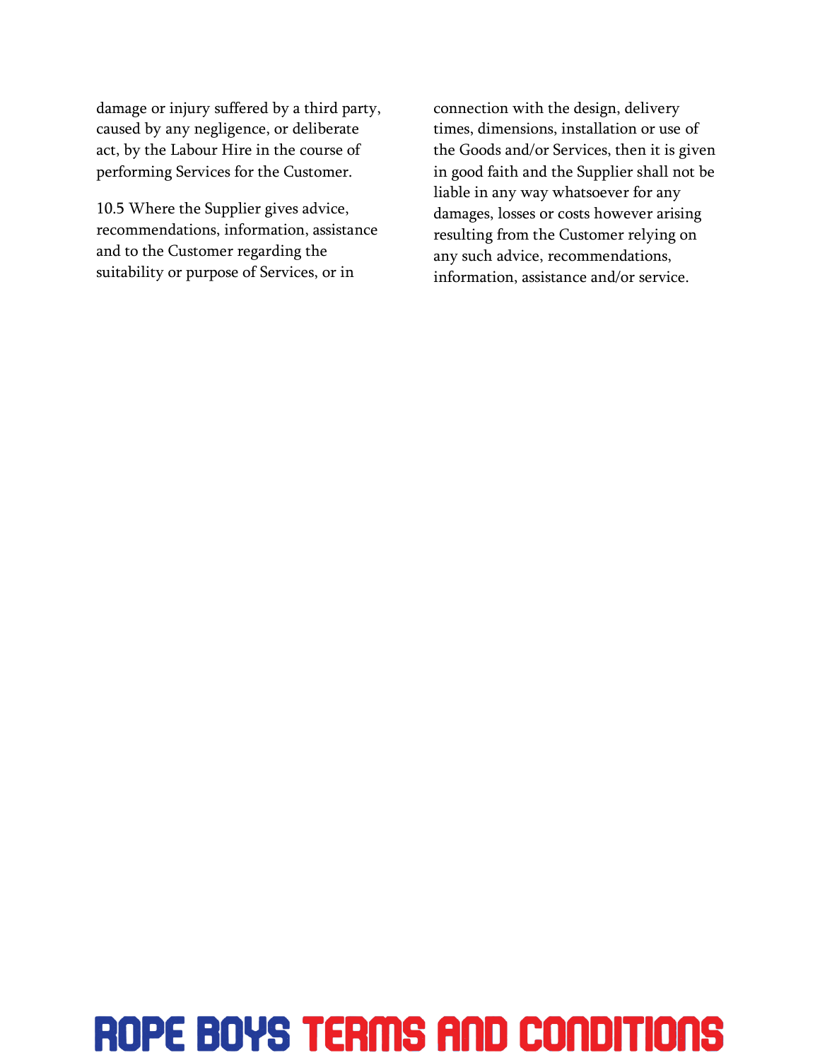damage or injury suffered by a third party, caused by any negligence, or deliberate act, by the Labour Hire in the course of performing Services for the Customer.

10.5 Where the Supplier gives advice, recommendations, information, assistance and to the Customer regarding the suitability or purpose of Services, or in connection with the design, delivery times, dimensions, installation or use of the Goods and/or Services, then it is given in good faith and the Supplier shall not be liable in any way whatsoever for any damages, losses or costs however arising resulting from the Customer relying on any such advice, recommendations, information, assistance and/or service.